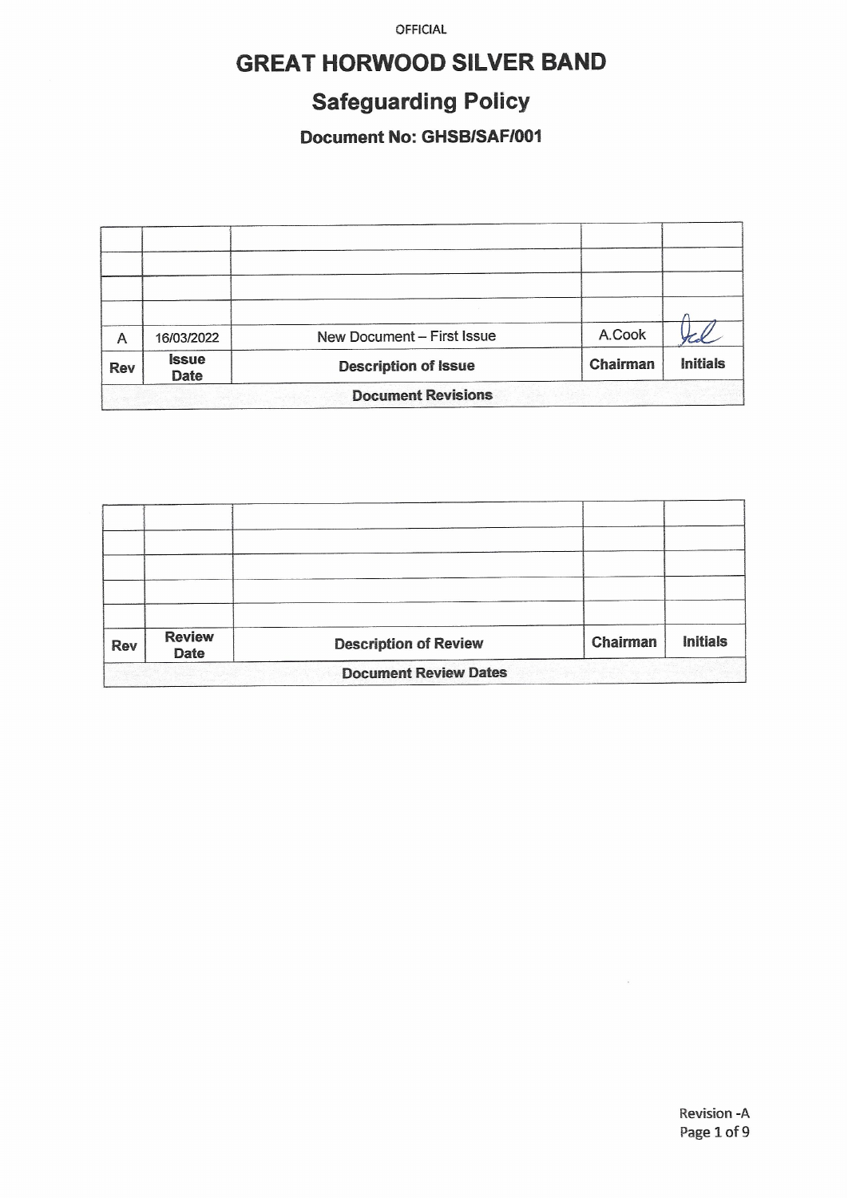# GREAT HORWOOD SILVER BAND

## Safeguarding Policy

### Document No: GHSB/SAF/001

| | | | | |
|---|---|---|---|---|
| | | | | |
| | | | | |
| | | | | |
| | | | | |
| A | 16/03/2022 | New Document – First Issue | A.Cook | [signature] |
| **Rev** | **Issue Date** | **Description of Issue** | **Chairman** | **Initials** |
| **Document Revisions** | | | | |

| | | | | |
|---|---|---|---|---|
| | | | | |
| | | | | |
| | | | | |
| | | | | |
| | | | | |
| **Rev** | **Review Date** | **Description of Review** | **Chairman** | **Initials** |
| **Document Review Dates** | | | | |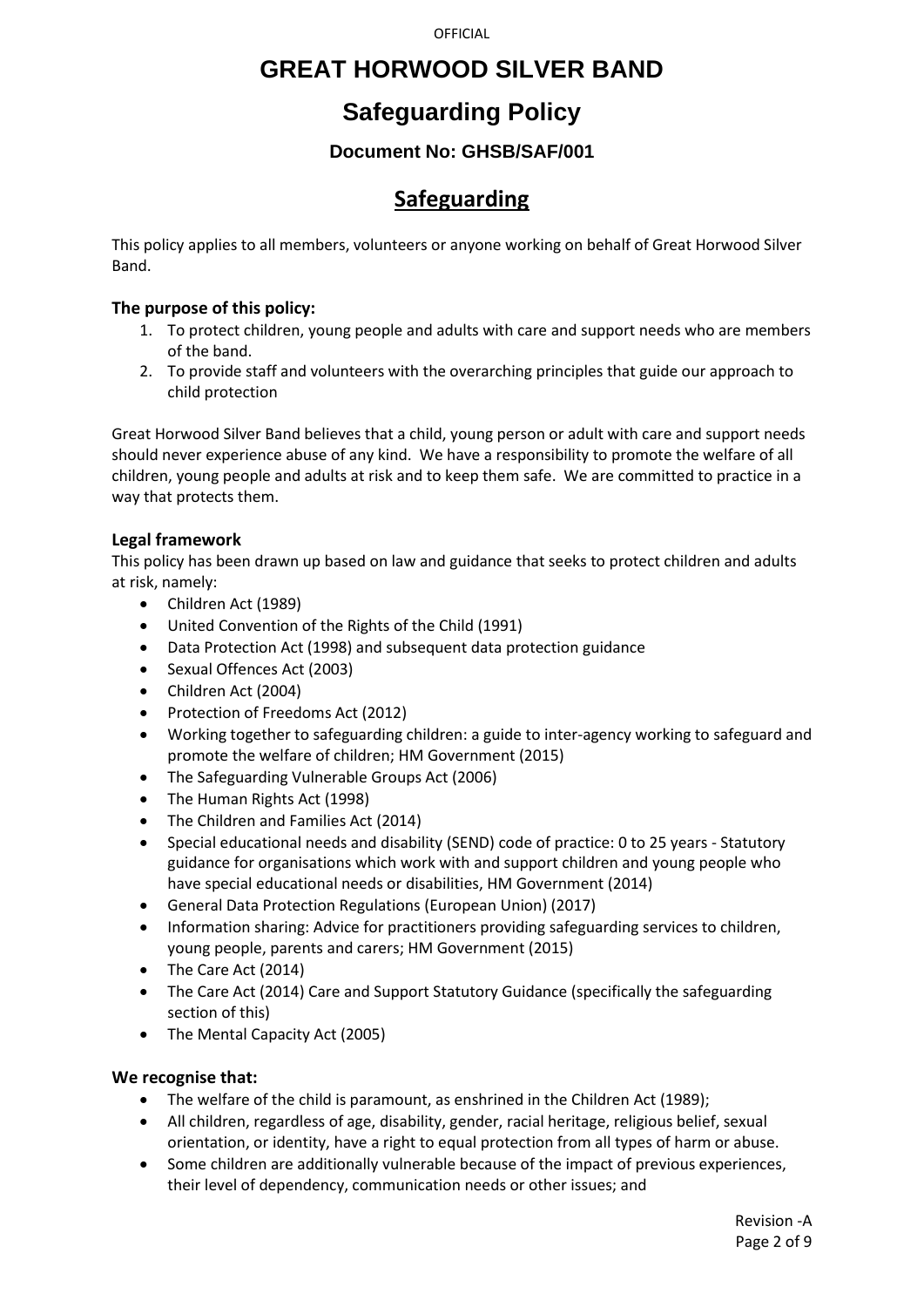# GREAT HORWOOD SILVER BAND

# Safeguarding Policy

### Document No: GHSB/SAF/001

## Safeguarding

This policy applies to all members, volunteers or anyone working on behalf of Great Horwood Silver Band.

### The purpose of this policy:

1. To protect children, young people and adults with care and support needs who are members of the band.
2. To provide staff and volunteers with the overarching principles that guide our approach to child protection

Great Horwood Silver Band believes that a child, young person or adult with care and support needs should never experience abuse of any kind. We have a responsibility to promote the welfare of all children, young people and adults at risk and to keep them safe. We are committed to practice in a way that protects them.

### Legal framework

This policy has been drawn up based on law and guidance that seeks to protect children and adults at risk, namely:

- Children Act (1989)
- United Convention of the Rights of the Child (1991)
- Data Protection Act (1998) and subsequent data protection guidance
- Sexual Offences Act (2003)
- Children Act (2004)
- Protection of Freedoms Act (2012)
- Working together to safeguarding children: a guide to inter-agency working to safeguard and promote the welfare of children; HM Government (2015)
- The Safeguarding Vulnerable Groups Act (2006)
- The Human Rights Act (1998)
- The Children and Families Act (2014)
- Special educational needs and disability (SEND) code of practice: 0 to 25 years - Statutory guidance for organisations which work with and support children and young people who have special educational needs or disabilities, HM Government (2014)
- General Data Protection Regulations (European Union) (2017)
- Information sharing: Advice for practitioners providing safeguarding services to children, young people, parents and carers; HM Government (2015)
- The Care Act (2014)
- The Care Act (2014) Care and Support Statutory Guidance (specifically the safeguarding section of this)
- The Mental Capacity Act (2005)

### We recognise that:

- The welfare of the child is paramount, as enshrined in the Children Act (1989);
- All children, regardless of age, disability, gender, racial heritage, religious belief, sexual orientation, or identity, have a right to equal protection from all types of harm or abuse.
- Some children are additionally vulnerable because of the impact of previous experiences, their level of dependency, communication needs or other issues; and

Revision -A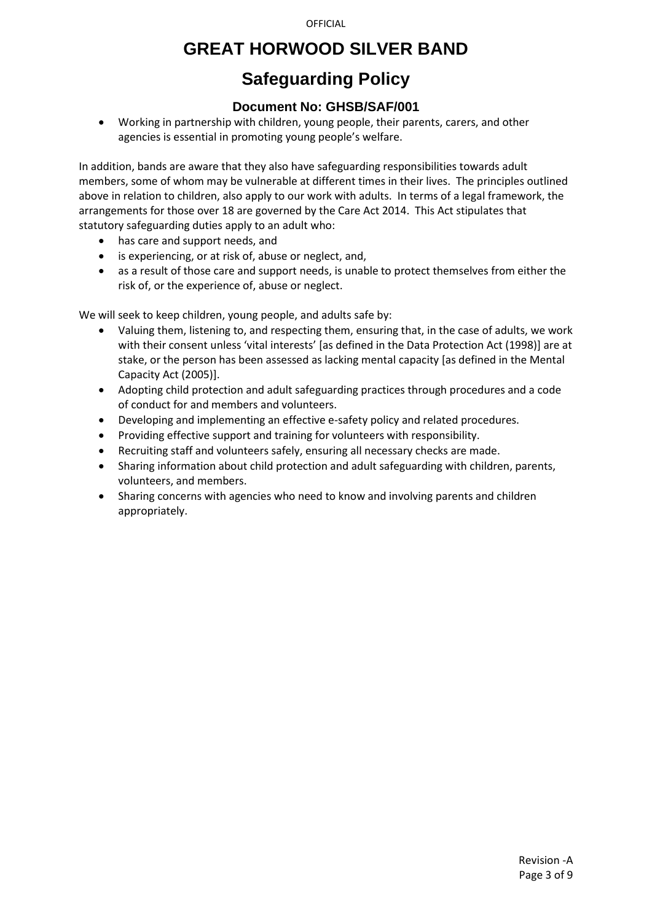- Working in partnership with children, young people, their parents, carers, and other agencies is essential in promoting young people's welfare.

In addition, bands are aware that they also have safeguarding responsibilities towards adult members, some of whom may be vulnerable at different times in their lives. The principles outlined above in relation to children, also apply to our work with adults. In terms of a legal framework, the arrangements for those over 18 are governed by the Care Act 2014. This Act stipulates that statutory safeguarding duties apply to an adult who:

- has care and support needs, and
- is experiencing, or at risk of, abuse or neglect, and,
- as a result of those care and support needs, is unable to protect themselves from either the risk of, or the experience of, abuse or neglect.

We will seek to keep children, young people, and adults safe by:

- Valuing them, listening to, and respecting them, ensuring that, in the case of adults, we work with their consent unless 'vital interests' [as defined in the Data Protection Act (1998)] are at stake, or the person has been assessed as lacking mental capacity [as defined in the Mental Capacity Act (2005)].
- Adopting child protection and adult safeguarding practices through procedures and a code of conduct for and members and volunteers.
- Developing and implementing an effective e-safety policy and related procedures.
- Providing effective support and training for volunteers with responsibility.
- Recruiting staff and volunteers safely, ensuring all necessary checks are made.
- Sharing information about child protection and adult safeguarding with children, parents, volunteers, and members.
- Sharing concerns with agencies who need to know and involving parents and children appropriately.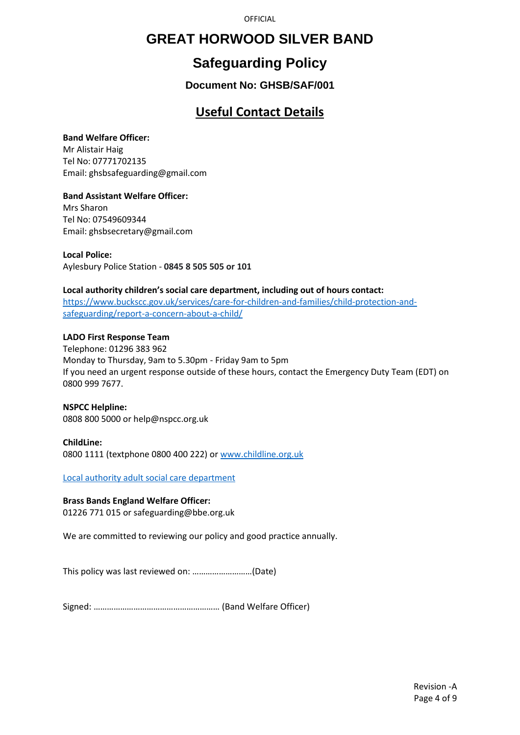# GREAT HORWOOD SILVER BAND

## Safeguarding Policy

### Document No: GHSB/SAF/001

## Useful Contact Details

**Band Welfare Officer:**
Mr Alistair Haig
Tel No: 07771702135
Email: ghsbsafeguarding@gmail.com

**Band Assistant Welfare Officer:**
Mrs Sharon
Tel No: 07549609344
Email: ghsbsecretary@gmail.com

**Local Police:**
Aylesbury Police Station - **0845 8 505 505 or 101**

**Local authority children's social care department, including out of hours contact:**
[https://www.buckscc.gov.uk/services/care-for-children-and-families/child-protection-and-safeguarding/report-a-concern-about-a-child/](https://www.buckscc.gov.uk/services/care-for-children-and-families/child-protection-and-safeguarding/report-a-concern-about-a-child/)

**LADO First Response Team**
Telephone: 01296 383 962
Monday to Thursday, 9am to 5.30pm - Friday 9am to 5pm
If you need an urgent response outside of these hours, contact the Emergency Duty Team (EDT) on 0800 999 7677.

**NSPCC Helpline:**
0808 800 5000 or help@nspcc.org.uk

**ChildLine:**
0800 1111 (textphone 0800 400 222) or [www.childline.org.uk](www.childline.org.uk)

Local authority adult social care department

**Brass Bands England Welfare Officer:**
01226 771 015 or safeguarding@bbe.org.uk

We are committed to reviewing our policy and good practice annually.

This policy was last reviewed on: ………………………(Date)

Signed: ………………………………………………… (Band Welfare Officer)

Revision -A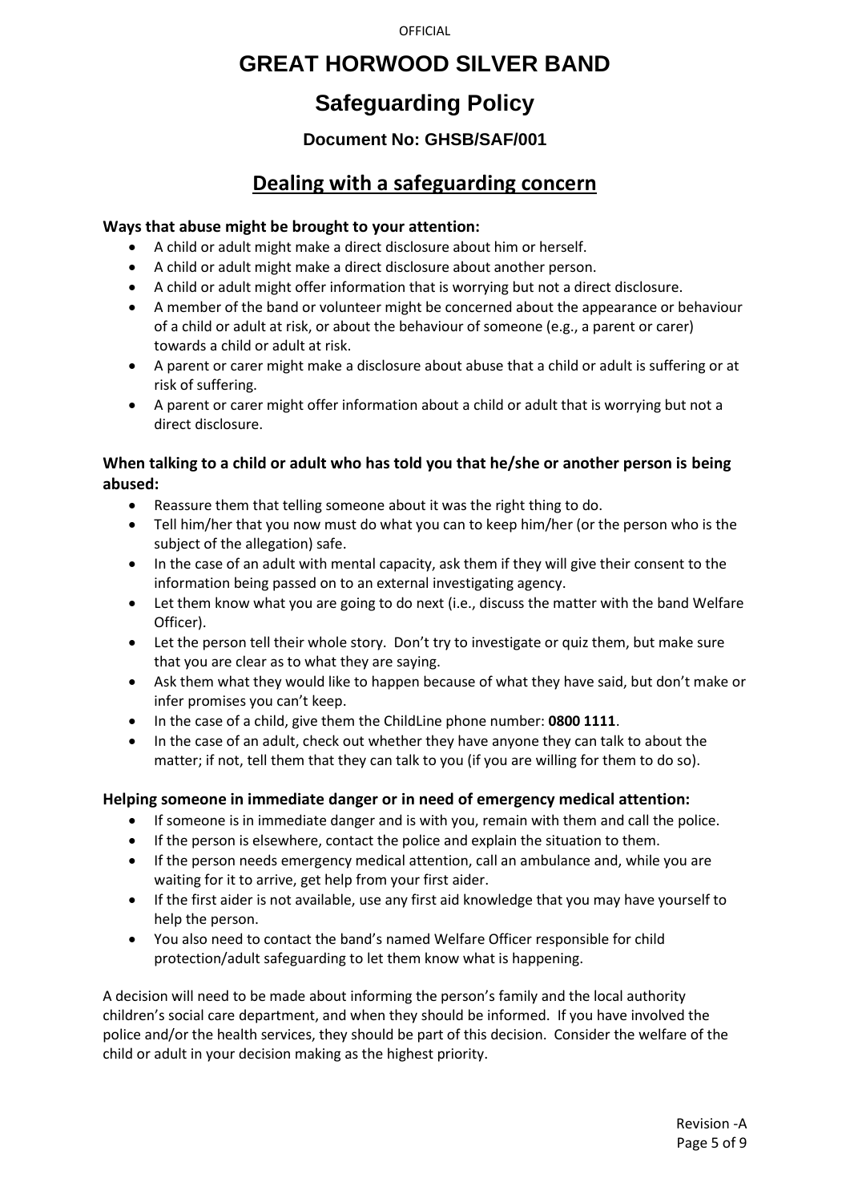# GREAT HORWOOD SILVER BAND

## Safeguarding Policy

### Document No: GHSB/SAF/001

## Dealing with a safeguarding concern

**Ways that abuse might be brought to your attention:**

- A child or adult might make a direct disclosure about him or herself.
- A child or adult might make a direct disclosure about another person.
- A child or adult might offer information that is worrying but not a direct disclosure.
- A member of the band or volunteer might be concerned about the appearance or behaviour of a child or adult at risk, or about the behaviour of someone (e.g., a parent or carer) towards a child or adult at risk.
- A parent or carer might make a disclosure about abuse that a child or adult is suffering or at risk of suffering.
- A parent or carer might offer information about a child or adult that is worrying but not a direct disclosure.

**When talking to a child or adult who has told you that he/she or another person is being abused:**

- Reassure them that telling someone about it was the right thing to do.
- Tell him/her that you now must do what you can to keep him/her (or the person who is the subject of the allegation) safe.
- In the case of an adult with mental capacity, ask them if they will give their consent to the information being passed on to an external investigating agency.
- Let them know what you are going to do next (i.e., discuss the matter with the band Welfare Officer).
- Let the person tell their whole story. Don't try to investigate or quiz them, but make sure that you are clear as to what they are saying.
- Ask them what they would like to happen because of what they have said, but don't make or infer promises you can't keep.
- In the case of a child, give them the ChildLine phone number: **0800 1111**.
- In the case of an adult, check out whether they have anyone they can talk to about the matter; if not, tell them that they can talk to you (if you are willing for them to do so).

**Helping someone in immediate danger or in need of emergency medical attention:**

- If someone is in immediate danger and is with you, remain with them and call the police.
- If the person is elsewhere, contact the police and explain the situation to them.
- If the person needs emergency medical attention, call an ambulance and, while you are waiting for it to arrive, get help from your first aider.
- If the first aider is not available, use any first aid knowledge that you may have yourself to help the person.
- You also need to contact the band's named Welfare Officer responsible for child protection/adult safeguarding to let them know what is happening.

A decision will need to be made about informing the person's family and the local authority children's social care department, and when they should be informed. If you have involved the police and/or the health services, they should be part of this decision. Consider the welfare of the child or adult in your decision making as the highest priority.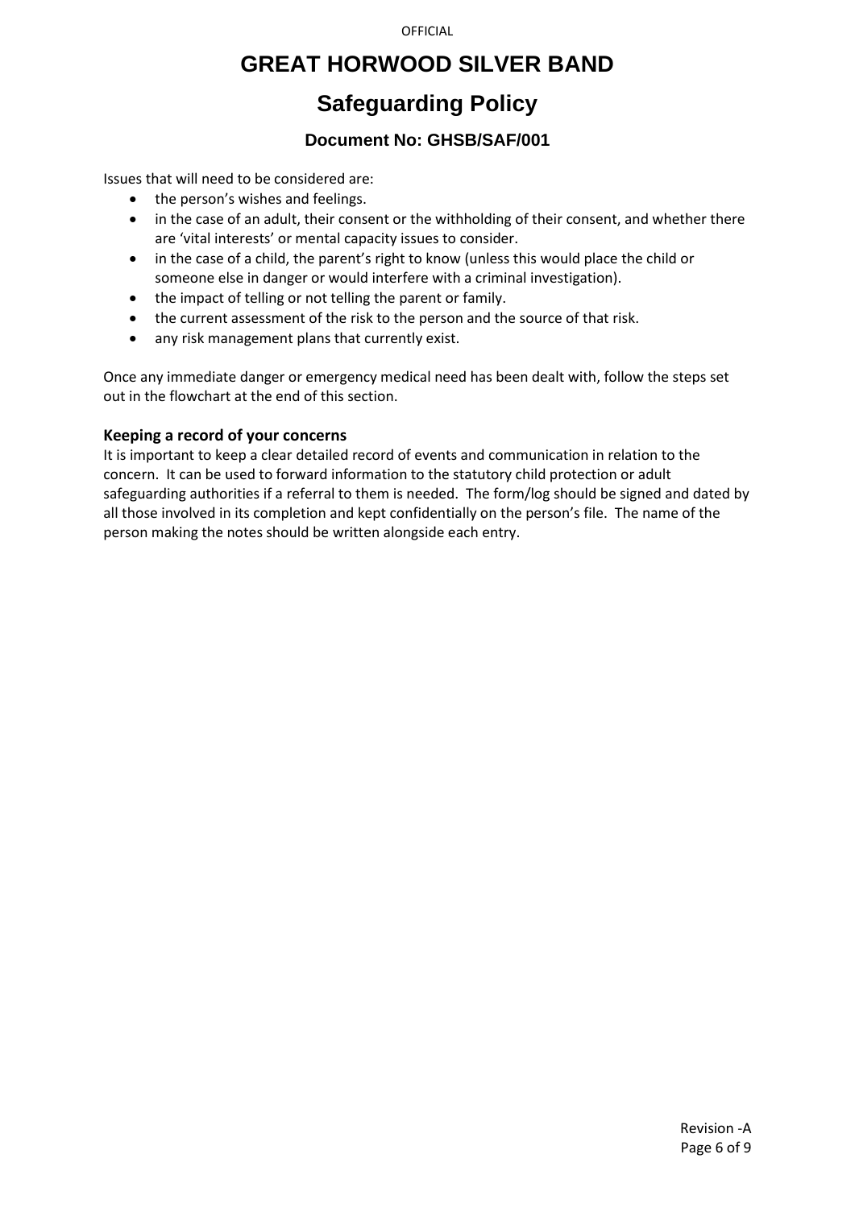Issues that will need to be considered are:

- the person's wishes and feelings.
- in the case of an adult, their consent or the withholding of their consent, and whether there are 'vital interests' or mental capacity issues to consider.
- in the case of a child, the parent's right to know (unless this would place the child or someone else in danger or would interfere with a criminal investigation).
- the impact of telling or not telling the parent or family.
- the current assessment of the risk to the person and the source of that risk.
- any risk management plans that currently exist.

Once any immediate danger or emergency medical need has been dealt with, follow the steps set out in the flowchart at the end of this section.

### Keeping a record of your concerns

It is important to keep a clear detailed record of events and communication in relation to the concern. It can be used to forward information to the statutory child protection or adult safeguarding authorities if a referral to them is needed. The form/log should be signed and dated by all those involved in its completion and kept confidentially on the person's file. The name of the person making the notes should be written alongside each entry.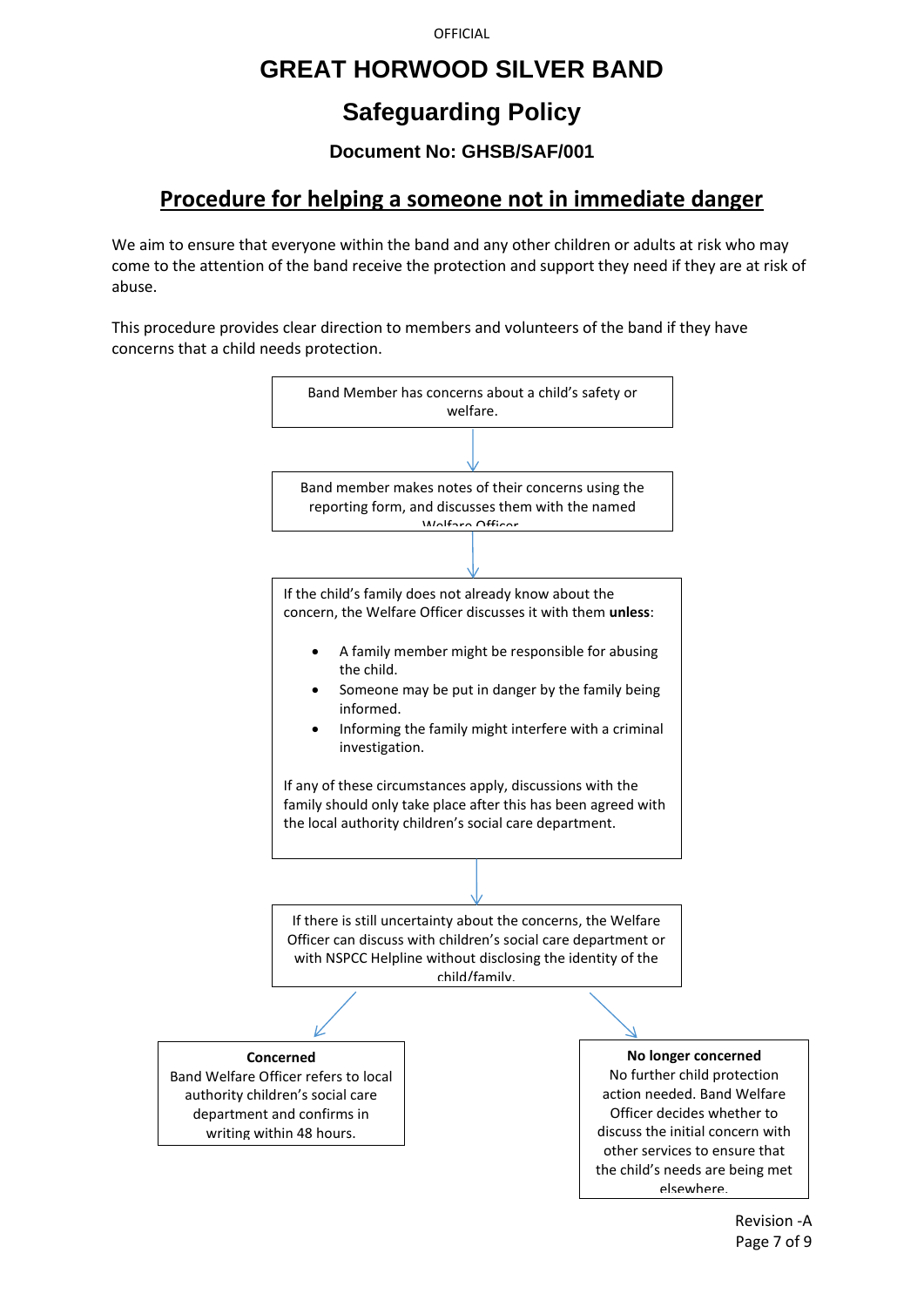# GREAT HORWOOD SILVER BAND

## Safeguarding Policy

### Document No: GHSB/SAF/001

## Procedure for helping a someone not in immediate danger

We aim to ensure that everyone within the band and any other children or adults at risk who may come to the attention of the band receive the protection and support they need if they are at risk of abuse.

This procedure provides clear direction to members and volunteers of the band if they have concerns that a child needs protection.

Band Member has concerns about a child's safety or welfare.

↓

Band member makes notes of their concerns using the reporting form, and discusses them with the named Welfare Officer.

↓

If the child's family does not already know about the concern, the Welfare Officer discusses it with them **unless**:

- A family member might be responsible for abusing the child.
- Someone may be put in danger by the family being informed.
- Informing the family might interfere with a criminal investigation.

If any of these circumstances apply, discussions with the family should only take place after this has been agreed with the local authority children's social care department.

↓

If there is still uncertainty about the concerns, the Welfare Officer can discuss with children's social care department or with NSPCC Helpline without disclosing the identity of the child/family.

↓

**Concerned**
Band Welfare Officer refers to local authority children's social care department and confirms in writing within 48 hours.

**No longer concerned**
No further child protection action needed. Band Welfare Officer decides whether to discuss the initial concern with other services to ensure that the child's needs are being met elsewhere.

Revision -A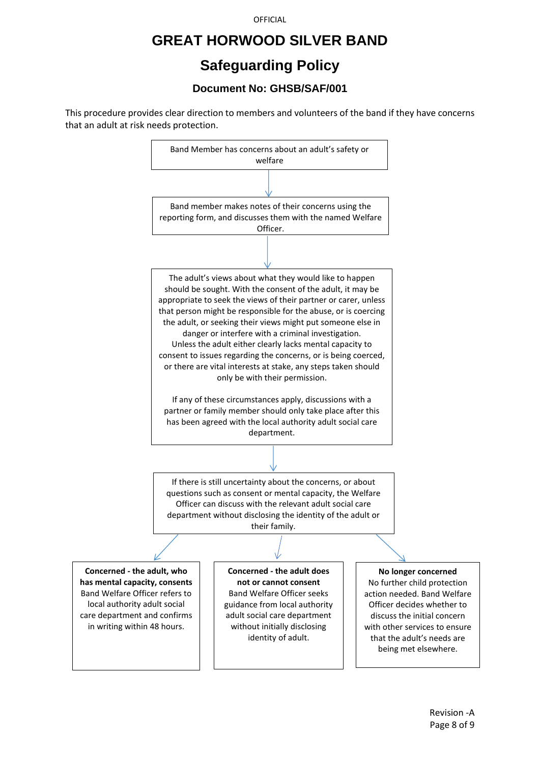# GREAT HORWOOD SILVER BAND

## Safeguarding Policy

### Document No: GHSB/SAF/001

This procedure provides clear direction to members and volunteers of the band if they have concerns that an adult at risk needs protection.

Band Member has concerns about an adult's safety or welfare

↓

Band member makes notes of their concerns using the reporting form, and discusses them with the named Welfare Officer.

↓

The adult's views about what they would like to happen should be sought. With the consent of the adult, it may be appropriate to seek the views of their partner or carer, unless that person might be responsible for the abuse, or is coercing the adult, or seeking their views might put someone else in danger or interfere with a criminal investigation. Unless the adult either clearly lacks mental capacity to consent to issues regarding the concerns, or is being coerced, or there are vital interests at stake, any steps taken should only be with their permission.

If any of these circumstances apply, discussions with a partner or family member should only take place after this has been agreed with the local authority adult social care department.

↓

If there is still uncertainty about the concerns, or about questions such as consent or mental capacity, the Welfare Officer can discuss with the relevant adult social care department without disclosing the identity of the adult or their family.

↓

**Concerned - the adult, who has mental capacity, consents**
Band Welfare Officer refers to local authority adult social care department and confirms in writing within 48 hours.

**Concerned - the adult does not or cannot consent**
Band Welfare Officer seeks guidance from local authority adult social care department without initially disclosing identity of adult.

**No longer concerned**
No further child protection action needed. Band Welfare Officer decides whether to discuss the initial concern with other services to ensure that the adult's needs are being met elsewhere.

Revision -A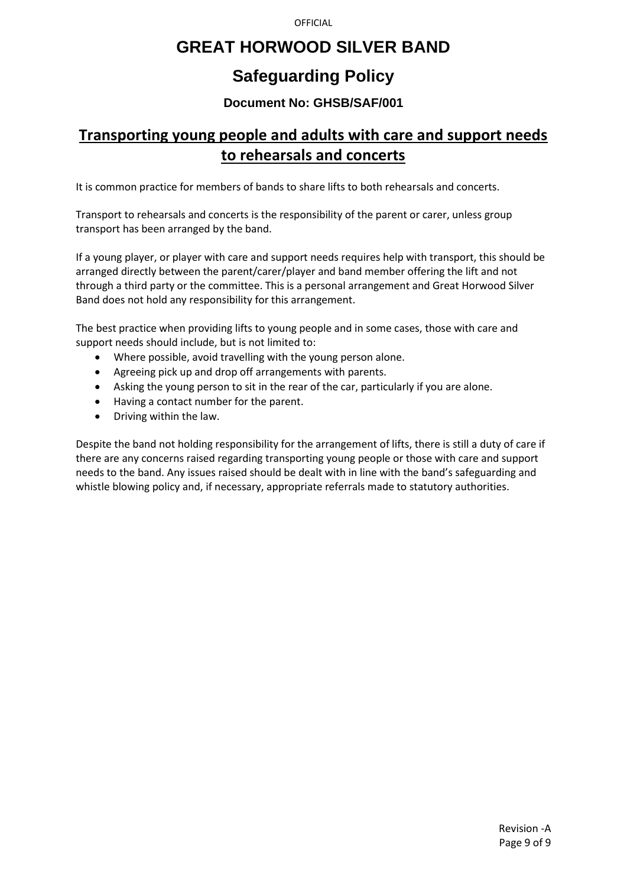# GREAT HORWOOD SILVER BAND

## Safeguarding Policy

### Document No: GHSB/SAF/001

## Transporting young people and adults with care and support needs to rehearsals and concerts

It is common practice for members of bands to share lifts to both rehearsals and concerts.

Transport to rehearsals and concerts is the responsibility of the parent or carer, unless group transport has been arranged by the band.

If a young player, or player with care and support needs requires help with transport, this should be arranged directly between the parent/carer/player and band member offering the lift and not through a third party or the committee. This is a personal arrangement and Great Horwood Silver Band does not hold any responsibility for this arrangement.

The best practice when providing lifts to young people and in some cases, those with care and support needs should include, but is not limited to:

- Where possible, avoid travelling with the young person alone.
- Agreeing pick up and drop off arrangements with parents.
- Asking the young person to sit in the rear of the car, particularly if you are alone.
- Having a contact number for the parent.
- Driving within the law.

Despite the band not holding responsibility for the arrangement of lifts, there is still a duty of care if there are any concerns raised regarding transporting young people or those with care and support needs to the band. Any issues raised should be dealt with in line with the band's safeguarding and whistle blowing policy and, if necessary, appropriate referrals made to statutory authorities.